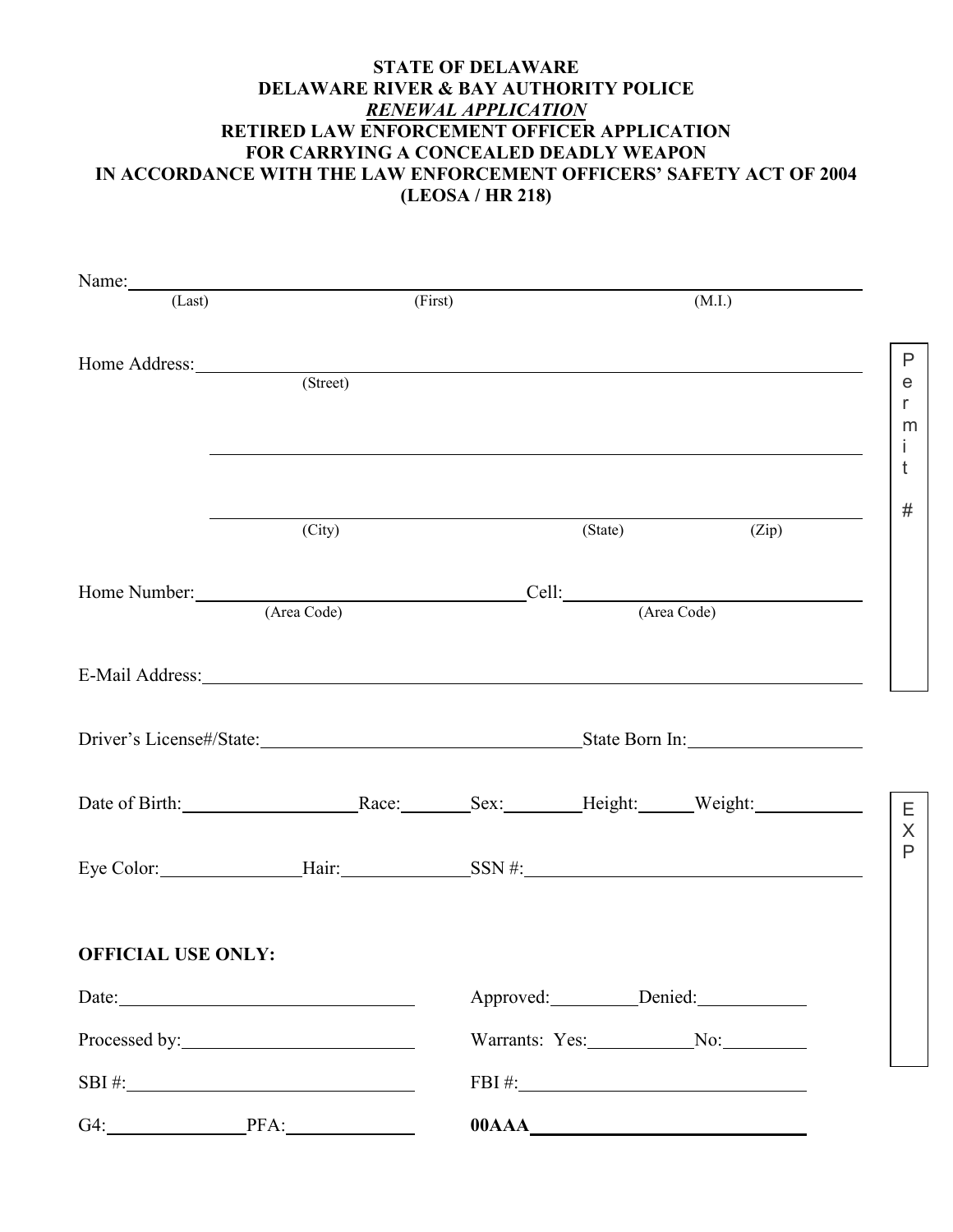# STATE OF DELAWARE
## DELAWARE RIVER & BAY AUTHORITY POLICE
### *RENEWAL APPLICATION*
### RETIRED LAW ENFORCEMENT OFFICER APPLICATION FOR CARRYING A CONCEALED DEADLY WEAPON IN ACCORDANCE WITH THE LAW ENFORCEMENT OFFICERS' SAFETY ACT OF 2004 (LEOSA / HR 218)

Name: ______________________________________________
(Last) (First) (M.I.)

Home Address: ______________________________________________
(Street)

______________________________________________

______________________________________________
(City) (State) (Zip)

Home Number: ____________________ Cell: ____________________
(Area Code) (Area Code)

E-Mail Address: ______________________________________________

Driver's License#/State: ____________________ State Born In: ____________

Date of Birth: __________ Race: ______ Sex: ______ Height: _____ Weight: ______

Eye Color: __________ Hair: __________ SSN #: ____________________

Permit #

EXP

**OFFICIAL USE ONLY:**

Date: ____________________ Approved: ________ Denied: ________

Processed by: ____________________ Warrants: Yes: ________ No: ________

SBI #: ____________________ FBI #: ____________________

G4: __________ PFA: __________ **00AAA** ____________________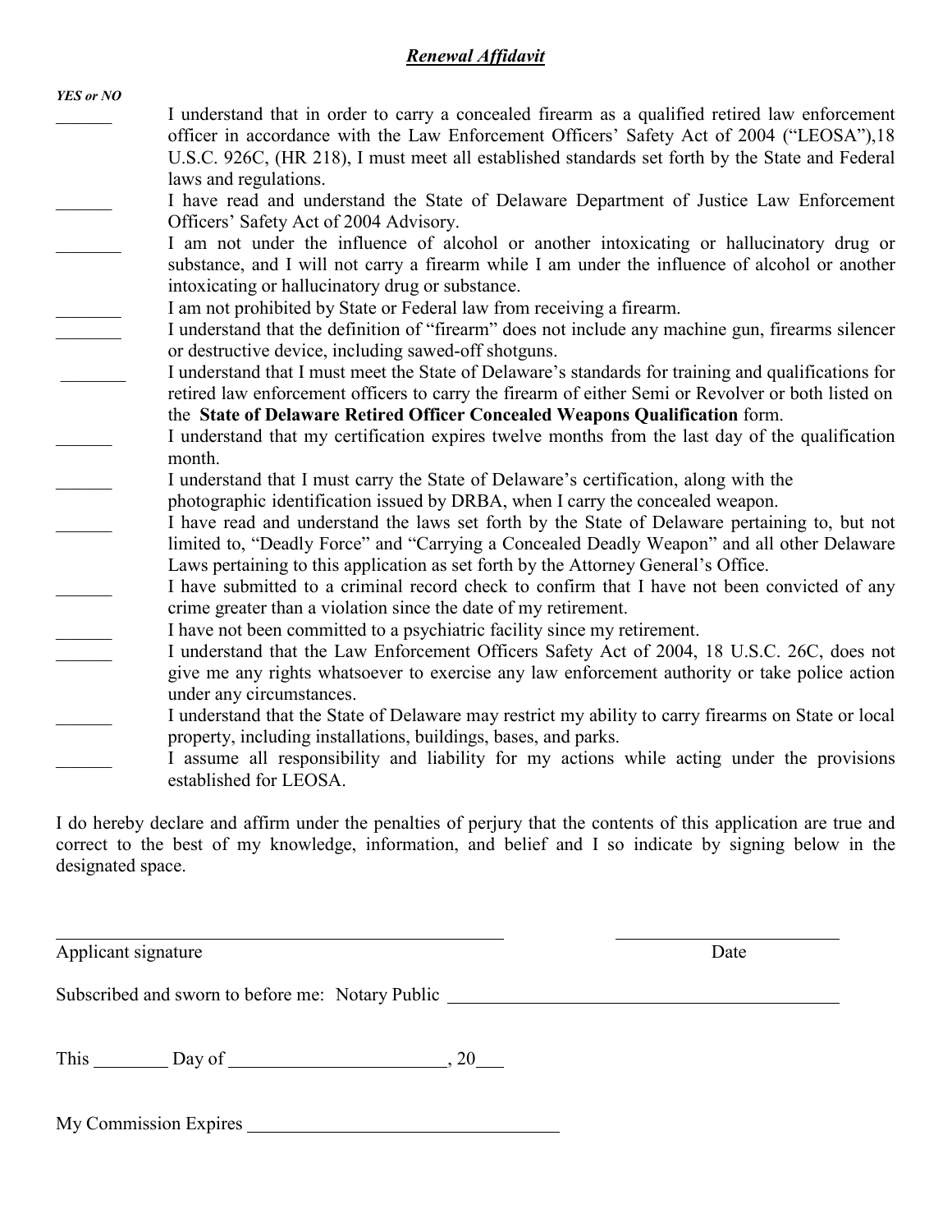***Renewal Affidavit***

***YES or NO***

______ I understand that in order to carry a concealed firearm as a qualified retired law enforcement officer in accordance with the Law Enforcement Officers' Safety Act of 2004 ("LEOSA"),18 U.S.C. 926C, (HR 218), I must meet all established standards set forth by the State and Federal laws and regulations.

______ I have read and understand the State of Delaware Department of Justice Law Enforcement Officers' Safety Act of 2004 Advisory.

_______ I am not under the influence of alcohol or another intoxicating or hallucinatory drug or substance, and I will not carry a firearm while I am under the influence of alcohol or another intoxicating or hallucinatory drug or substance.

_______ I am not prohibited by State or Federal law from receiving a firearm.

_______ I understand that the definition of "firearm" does not include any machine gun, firearms silencer or destructive device, including sawed-off shotguns.

_______ I understand that I must meet the State of Delaware's standards for training and qualifications for retired law enforcement officers to carry the firearm of either Semi or Revolver or both listed on the **State of Delaware Retired Officer Concealed Weapons Qualification** form.

______ I understand that my certification expires twelve months from the last day of the qualification month.

______ I understand that I must carry the State of Delaware's certification, along with the photographic identification issued by DRBA, when I carry the concealed weapon.

______ I have read and understand the laws set forth by the State of Delaware pertaining to, but not limited to, "Deadly Force" and "Carrying a Concealed Deadly Weapon" and all other Delaware Laws pertaining to this application as set forth by the Attorney General's Office.

______ I have submitted to a criminal record check to confirm that I have not been convicted of any crime greater than a violation since the date of my retirement.

______ I have not been committed to a psychiatric facility since my retirement.

______ I understand that the Law Enforcement Officers Safety Act of 2004, 18 U.S.C. 26C, does not give me any rights whatsoever to exercise any law enforcement authority or take police action under any circumstances.

______ I understand that the State of Delaware may restrict my ability to carry firearms on State or local property, including installations, buildings, bases, and parks.

______ I assume all responsibility and liability for my actions while acting under the provisions established for LEOSA.

I do hereby declare and affirm under the penalties of perjury that the contents of this application are true and correct to the best of my knowledge, information, and belief and I so indicate by signing below in the designated space.

_____________________________________________ ______________________

Applicant signature Date

Subscribed and sworn to before me: Notary Public _____________________________________

This ________ Day of _______________________, 20___

My Commission Expires _________________________________